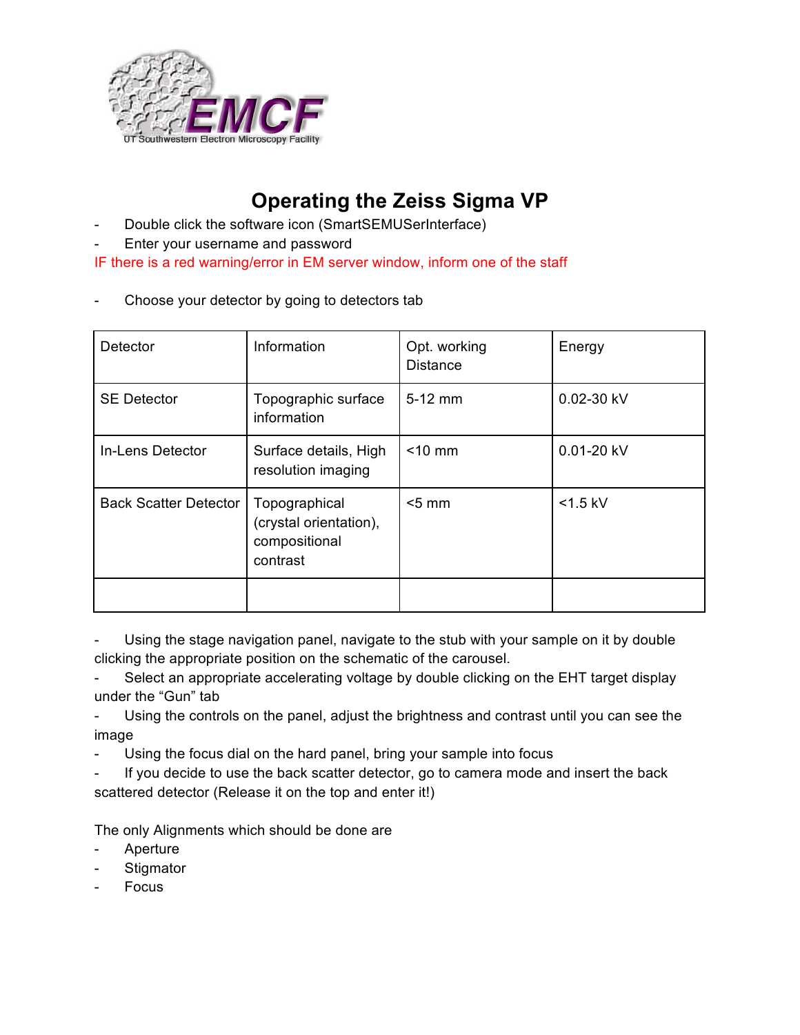UT Southwestern Electron Microscopy Facility

# Operating the Zeiss Sigma VP

- Double click the software icon (SmartSEMUSerInterface)
- Enter your username and password

IF there is a red warning/error in EM server window, inform one of the staff

- Choose your detector by going to detectors tab

| Detector | Information | Opt. working Distance | Energy |
|---|---|---|---|
| SE Detector | Topographic surface information | 5-12 mm | 0.02-30 kV |
| In-Lens Detector | Surface details, High resolution imaging | <10 mm | 0.01-20 kV |
| Back Scatter Detector | Topographical (crystal orientation), compositional contrast | <5 mm | <1.5 kV |
| | | | |

- Using the stage navigation panel, navigate to the stub with your sample on it by double clicking the appropriate position on the schematic of the carousel.
- Select an appropriate accelerating voltage by double clicking on the EHT target display under the "Gun" tab
- Using the controls on the panel, adjust the brightness and contrast until you can see the image
- Using the focus dial on the hard panel, bring your sample into focus
- If you decide to use the back scatter detector, go to camera mode and insert the back scattered detector (Release it on the top and enter it!)

The only Alignments which should be done are

- Aperture
- Stigmator
- Focus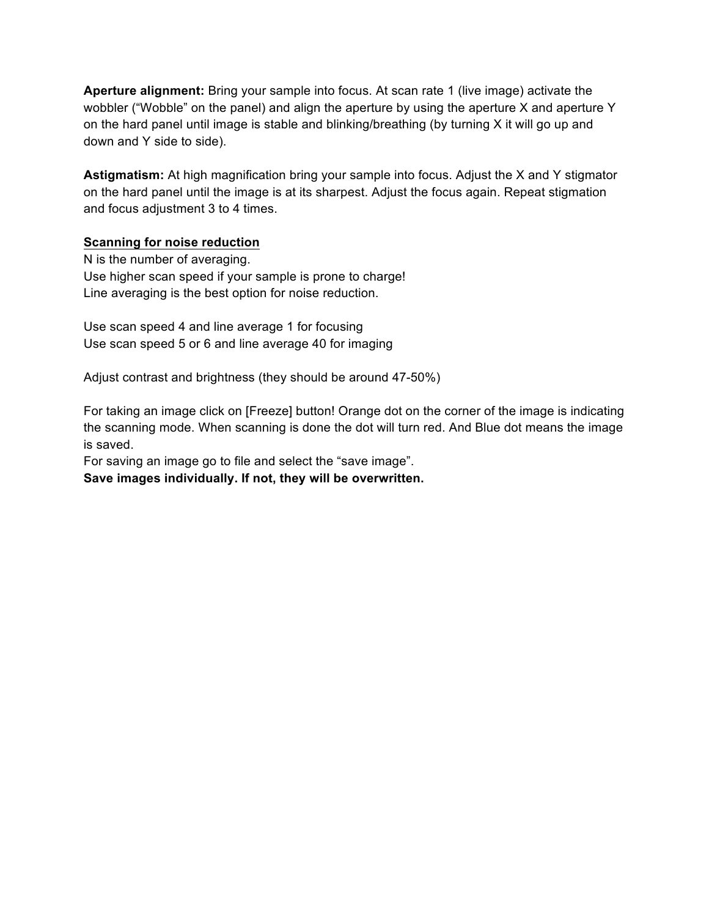**Aperture alignment:** Bring your sample into focus. At scan rate 1 (live image) activate the wobbler (“Wobble” on the panel) and align the aperture by using the aperture X and aperture Y on the hard panel until image is stable and blinking/breathing (by turning X it will go up and down and Y side to side).

**Astigmatism:** At high magnification bring your sample into focus. Adjust the X and Y stigmator on the hard panel until the image is at its sharpest. Adjust the focus again. Repeat stigmation and focus adjustment 3 to 4 times.

<u>**Scanning for noise reduction**</u>

N is the number of averaging.
Use higher scan speed if your sample is prone to charge!
Line averaging is the best option for noise reduction.

Use scan speed 4 and line average 1 for focusing
Use scan speed 5 or 6 and line average 40 for imaging

Adjust contrast and brightness (they should be around 47-50%)

For taking an image click on [Freeze] button! Orange dot on the corner of the image is indicating the scanning mode. When scanning is done the dot will turn red. And Blue dot means the image is saved.
For saving an image go to file and select the “save image”.
**Save images individually. If not, they will be overwritten.**